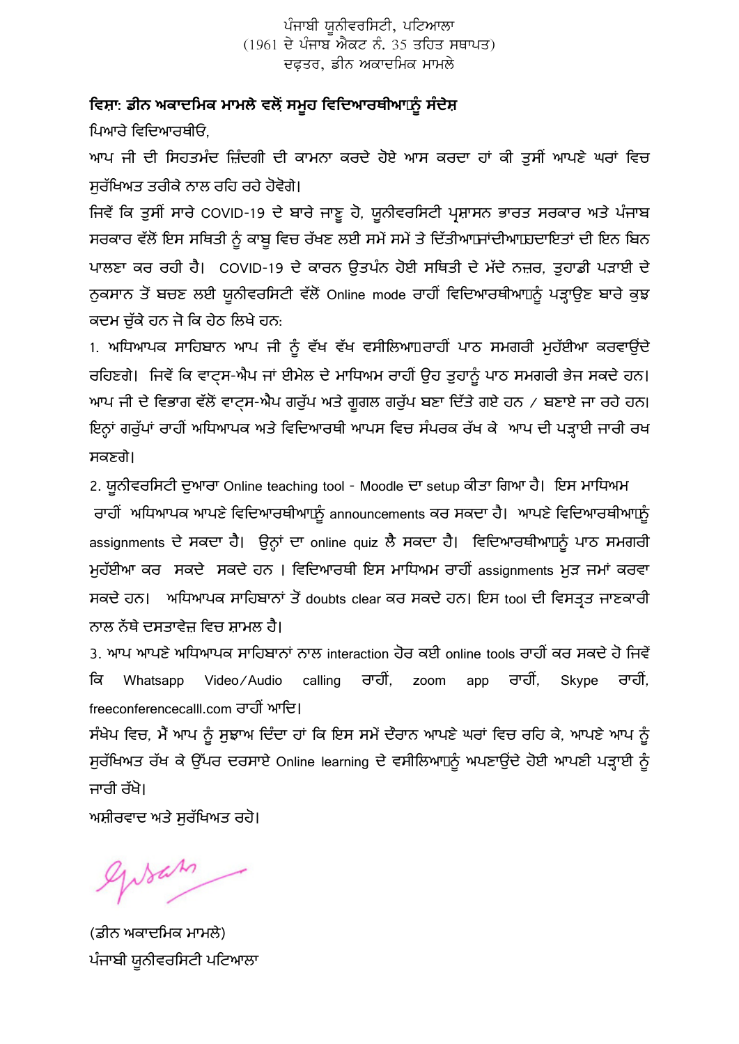ਪੰਜਾਬੀ ਯੂਨੀਵਰਸਿਟੀ, ਪਟਿਆਲਾ
(1961 ਦੇ ਪੰਜਾਬ ਐਕਟ ਨੰ. 35 ਤਹਿਤ ਸਥਾਪਤ)
ਦਫ਼ਤਰ, ਡੀਨ ਅਕਾਦਮਿਕ ਮਾਮਲੇ

**ਵਿਸ਼ਾ: ਡੀਨ ਅਕਾਦਮਿਕ ਮਾਮਲੇ ਵਲੋਂ ਸਮੂਹ ਵਿਦਿਆਰਥੀਆਂਨੂੰ ਸੰਦੇਸ਼**

ਪਿਆਰੇ ਵਿਦਿਆਰਥੀਓ,

ਆਪ ਜੀ ਦੀ ਸਿਹਤਮੰਦ ਜ਼ਿੰਦਗੀ ਦੀ ਕਾਮਨਾ ਕਰਦੇ ਹੋਏ ਆਸ ਕਰਦਾ ਹਾਂ ਕੀ ਤੁਸੀਂ ਆਪਣੇ ਘਰਾਂ ਵਿਚ ਸੁਰੱਖਿਅਤ ਤਰੀਕੇ ਨਾਲ ਰਹਿ ਰਹੇ ਹੋਵੋਗੇ।

ਜਿਵੇਂ ਕਿ ਤੁਸੀਂ ਸਾਰੇ COVID-19 ਦੇ ਬਾਰੇ ਜਾਣੂ ਹੋ, ਯੂਨੀਵਰਸਿਟੀ ਪ੍ਰਸ਼ਾਸਨ ਭਾਰਤ ਸਰਕਾਰ ਅਤੇ ਪੰਜਾਬ ਸਰਕਾਰ ਵੱਲੋਂ ਇਸ ਸਥਿਤੀ ਨੂੰ ਕਾਬੂ ਵਿਚ ਰੱਖਣ ਲਈ ਸਮੇਂ ਸਮੇਂ ਤੇ ਦਿੱਤੀਆਂਜਾਂਦੀਆਂਹਦਾਇਤਾਂ ਦੀ ਇਨ ਬਿਨ ਪਾਲਣਾ ਕਰ ਰਹੀ ਹੈ। COVID-19 ਦੇ ਕਾਰਨ ਉਤਪੰਨ ਹੋਈ ਸਥਿਤੀ ਦੇ ਮੱਦੇ ਨਜ਼ਰ, ਤੁਹਾਡੀ ਪੜਾਈ ਦੇ ਨੁਕਸਾਨ ਤੋਂ ਬਚਣ ਲਈ ਯੂਨੀਵਰਸਿਟੀ ਵੱਲੋਂ Online mode ਰਾਹੀਂ ਵਿਦਿਆਰਥੀਆਂਨੂੰ ਪੜ੍ਹਾਉਣ ਬਾਰੇ ਕੁਝ ਕਦਮ ਚੁੱਕੇ ਹਨ ਜੋ ਕਿ ਹੇਠ ਲਿਖੇ ਹਨ:

1. ਅਧਿਆਪਕ ਸਾਹਿਬਾਨ ਆਪ ਜੀ ਨੂੰ ਵੱਖ ਵੱਖ ਵਸੀਲਿਆਂਰਾਹੀਂ ਪਾਠ ਸਮਗਰੀ ਮੁਹੱਈਆ ਕਰਵਾਉਂਦੇ ਰਹਿਣਗੇ। ਜਿਵੇਂ ਕਿ ਵਾਟ੍ਸ-ਐਪ ਜਾਂ ਈਮੇਲ ਦੇ ਮਾਧਿਅਮ ਰਾਹੀਂ ਉਹ ਤੁਹਾਨੂੰ ਪਾਠ ਸਮਗਰੀ ਭੇਜ ਸਕਦੇ ਹਨ। ਆਪ ਜੀ ਦੇ ਵਿਭਾਗ ਵੱਲੋਂ ਵਾਟ੍ਸ-ਐਪ ਗਰੁੱਪ ਅਤੇ ਗੂਗਲ ਗਰੁੱਪ ਬਣਾ ਦਿੱਤੇ ਗਏ ਹਨ / ਬਣਾਏ ਜਾ ਰਹੇ ਹਨ। ਇਨ੍ਹਾਂ ਗਰੁੱਪਾਂ ਰਾਹੀਂ ਅਧਿਆਪਕ ਅਤੇ ਵਿਦਿਆਰਥੀ ਆਪਸ ਵਿਚ ਸੰਪਰਕ ਰੱਖ ਕੇ ਆਪ ਦੀ ਪੜ੍ਹਾਈ ਜਾਰੀ ਰਖ ਸਕਣਗੇ।

2. ਯੂਨੀਵਰਸਿਟੀ ਦੁਆਰਾ Online teaching tool - Moodle ਦਾ setup ਕੀਤਾ ਗਿਆ ਹੈ। ਇਸ ਮਾਧਿਅਮ ਰਾਹੀਂ ਅਧਿਆਪਕ ਆਪਣੇ ਵਿਦਿਆਰਥੀਆਂਨੂੰ announcements ਕਰ ਸਕਦਾ ਹੈ। ਆਪਣੇ ਵਿਦਿਆਰਥੀਆਂਨੂੰ assignments ਦੇ ਸਕਦਾ ਹੈ। ਉਨ੍ਹਾਂ ਦਾ online quiz ਲੈ ਸਕਦਾ ਹੈ। ਵਿਦਿਆਰਥੀਆਂਨੂੰ ਪਾਠ ਸਮਗਰੀ ਮੁਹੱਈਆ ਕਰ ਸਕਦੇ ਸਕਦੇ ਹਨ । ਵਿਦਿਆਰਥੀ ਇਸ ਮਾਧਿਅਮ ਰਾਹੀਂ assignments ਮੁੜ ਜਮਾਂ ਕਰਵਾ ਸਕਦੇ ਹਨ। ਅਧਿਆਪਕ ਸਾਹਿਬਾਨਾਂ ਤੋਂ doubts clear ਕਰ ਸਕਦੇ ਹਨ। ਇਸ tool ਦੀ ਵਿਸਤ੍ਰਤ ਜਾਣਕਾਰੀ ਨਾਲ ਨੱਥੇ ਦਸਤਾਵੇਜ਼ ਵਿਚ ਸ਼ਾਮਲ ਹੈ।

3. ਆਪ ਆਪਣੇ ਅਧਿਆਪਕ ਸਾਹਿਬਾਨਾਂ ਨਾਲ interaction ਹੋਰ ਕਈ online tools ਰਾਹੀਂ ਕਰ ਸਕਦੇ ਹੋ ਜਿਵੇਂ ਕਿ Whatsapp Video/Audio calling ਰਾਹੀਂ, zoom app ਰਾਹੀਂ, Skype ਰਾਹੀਂ, freeconferencecalll.com ਰਾਹੀਂ ਆਦਿ।

ਸੰਖੇਪ ਵਿਚ, ਮੈਂ ਆਪ ਨੂੰ ਸੁਝਾਅ ਦਿੰਦਾ ਹਾਂ ਕਿ ਇਸ ਸਮੇਂ ਦੌਰਾਨ ਆਪਣੇ ਘਰਾਂ ਵਿਚ ਰਹਿ ਕੇ, ਆਪਣੇ ਆਪ ਨੂੰ ਸੁਰੱਖਿਅਤ ਰੱਖ ਕੇ ਉੱਪਰ ਦਰਸਾਏ Online learning ਦੇ ਵਸੀਲਿਆਂਨੂੰ ਅਪਣਾਉਂਦੇ ਹੋਈ ਆਪਣੀ ਪੜ੍ਹਾਈ ਨੂੰ ਜਾਰੀ ਰੱਖੋ।

ਅਸ਼ੀਰਵਾਦ ਅਤੇ ਸੁਰੱਖਿਅਤ ਰਹੋ।

(ਡੀਨ ਅਕਾਦਮਿਕ ਮਾਮਲੇ)
ਪੰਜਾਬੀ ਯੂਨੀਵਰਸਿਟੀ ਪਟਿਆਲਾ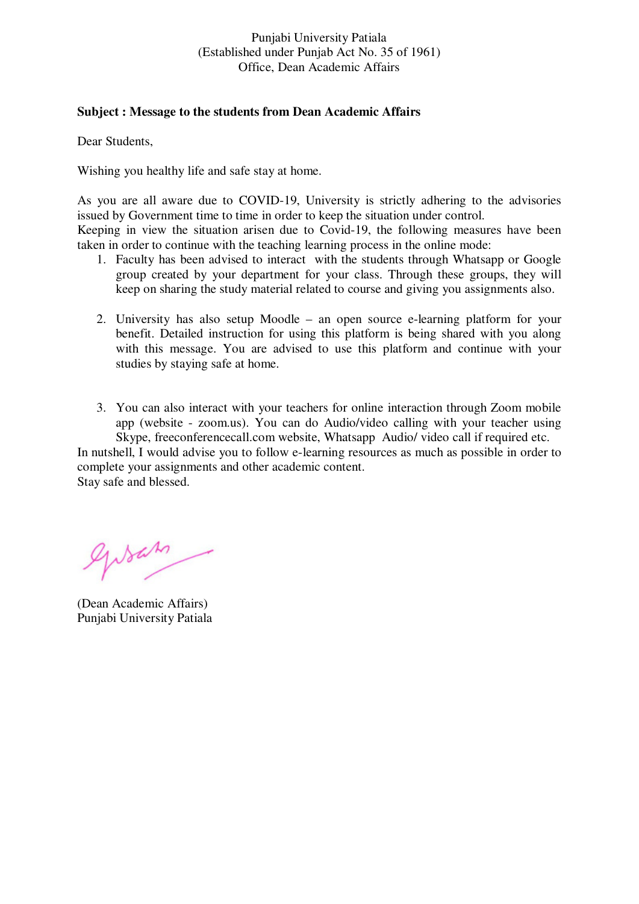Punjabi University Patiala
(Established under Punjab Act No. 35 of 1961)
Office, Dean Academic Affairs

**Subject : Message to the students from Dean Academic Affairs**

Dear Students,

Wishing you healthy life and safe stay at home.

As you are all aware due to COVID-19, University is strictly adhering to the advisories issued by Government time to time in order to keep the situation under control.
Keeping in view the situation arisen due to Covid-19, the following measures have been taken in order to continue with the teaching learning process in the online mode:

1. Faculty has been advised to interact with the students through Whatsapp or Google group created by your department for your class. Through these groups, they will keep on sharing the study material related to course and giving you assignments also.

2. University has also setup Moodle – an open source e-learning platform for your benefit. Detailed instruction for using this platform is being shared with you along with this message. You are advised to use this platform and continue with your studies by staying safe at home.

3. You can also interact with your teachers for online interaction through Zoom mobile app (website - zoom.us). You can do Audio/video calling with your teacher using Skype, freeconferencecall.com website, Whatsapp Audio/ video call if required etc.

In nutshell, I would advise you to follow e-learning resources as much as possible in order to complete your assignments and other academic content.
Stay safe and blessed.

(Dean Academic Affairs)
Punjabi University Patiala